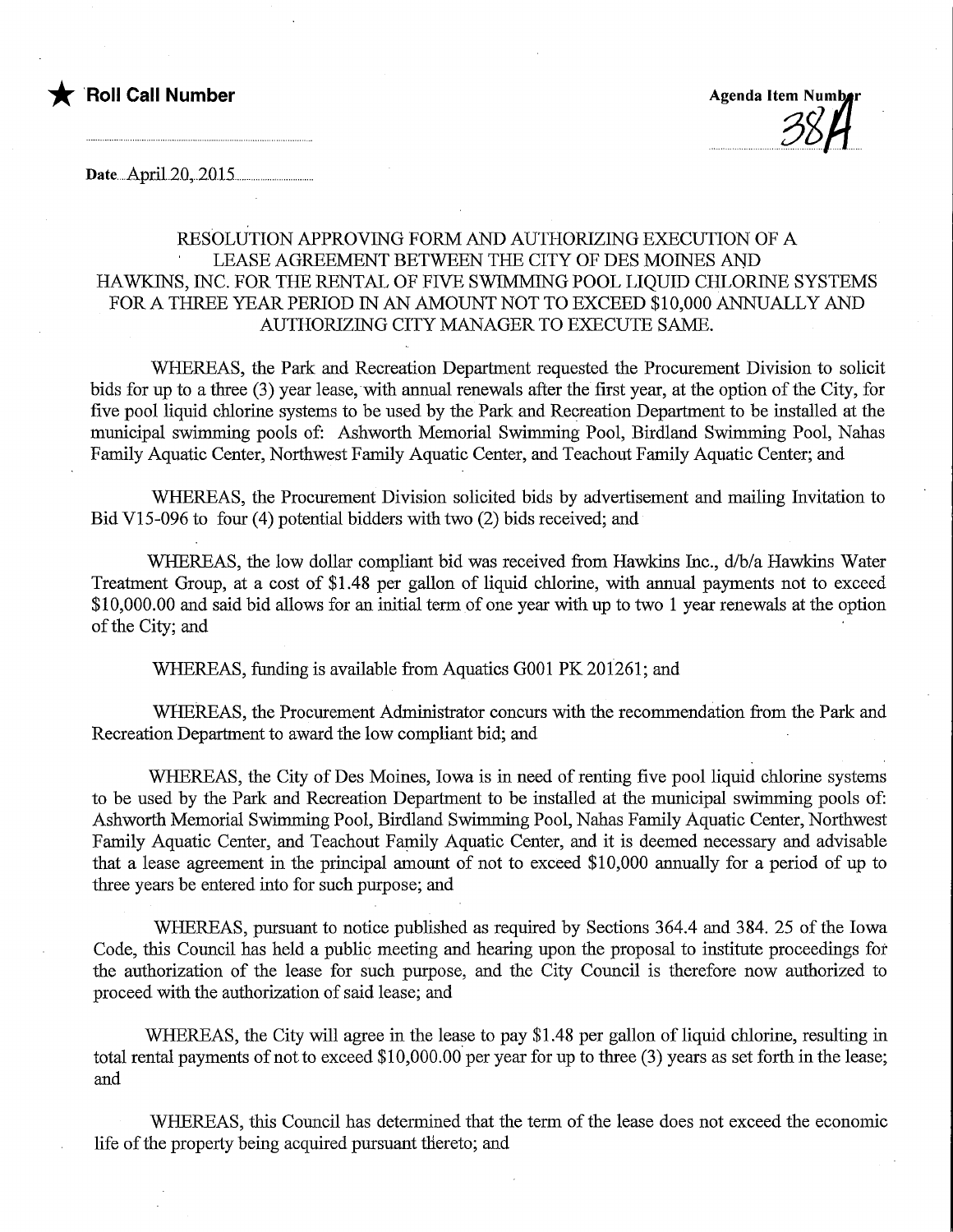★ **Roll Call Number**

**Agenda Item Number**
38A

Date April 20, 2015

RESOLUTION APPROVING FORM AND AUTHORIZING EXECUTION OF A LEASE AGREEMENT BETWEEN THE CITY OF DES MOINES AND HAWKINS, INC. FOR THE RENTAL OF FIVE SWIMMING POOL LIQUID CHLORINE SYSTEMS FOR A THREE YEAR PERIOD IN AN AMOUNT NOT TO EXCEED $10,000 ANNUALLY AND AUTHORIZING CITY MANAGER TO EXECUTE SAME.

WHEREAS, the Park and Recreation Department requested the Procurement Division to solicit bids for up to a three (3) year lease, with annual renewals after the first year, at the option of the City, for five pool liquid chlorine systems to be used by the Park and Recreation Department to be installed at the municipal swimming pools of: Ashworth Memorial Swimming Pool, Birdland Swimming Pool, Nahas Family Aquatic Center, Northwest Family Aquatic Center, and Teachout Family Aquatic Center; and

WHEREAS, the Procurement Division solicited bids by advertisement and mailing Invitation to Bid V15-096 to four (4) potential bidders with two (2) bids received; and

WHEREAS, the low dollar compliant bid was received from Hawkins Inc., d/b/a Hawkins Water Treatment Group, at a cost of $1.48 per gallon of liquid chlorine, with annual payments not to exceed $10,000.00 and said bid allows for an initial term of one year with up to two 1 year renewals at the option of the City; and

WHEREAS, funding is available from Aquatics G001 PK 201261; and

WHEREAS, the Procurement Administrator concurs with the recommendation from the Park and Recreation Department to award the low compliant bid; and

WHEREAS, the City of Des Moines, Iowa is in need of renting five pool liquid chlorine systems to be used by the Park and Recreation Department to be installed at the municipal swimming pools of: Ashworth Memorial Swimming Pool, Birdland Swimming Pool, Nahas Family Aquatic Center, Northwest Family Aquatic Center, and Teachout Family Aquatic Center, and it is deemed necessary and advisable that a lease agreement in the principal amount of not to exceed $10,000 annually for a period of up to three years be entered into for such purpose; and

WHEREAS, pursuant to notice published as required by Sections 364.4 and 384. 25 of the Iowa Code, this Council has held a public meeting and hearing upon the proposal to institute proceedings for the authorization of the lease for such purpose, and the City Council is therefore now authorized to proceed with the authorization of said lease; and

WHEREAS, the City will agree in the lease to pay $1.48 per gallon of liquid chlorine, resulting in total rental payments of not to exceed $10,000.00 per year for up to three (3) years as set forth in the lease; and

WHEREAS, this Council has determined that the term of the lease does not exceed the economic life of the property being acquired pursuant thereto; and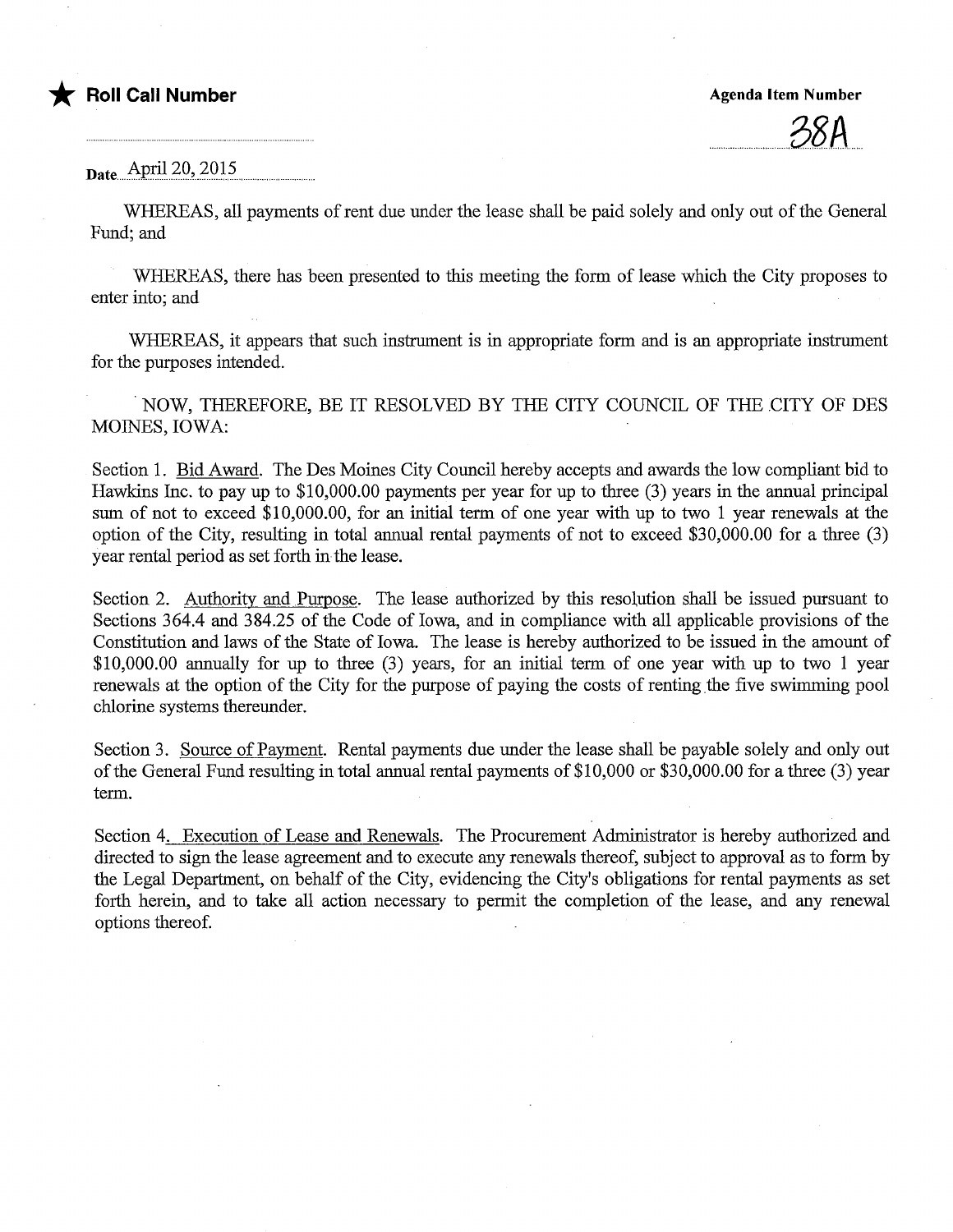★ **Roll Call Number**

**Agenda Item Number**

38A

Date April 20, 2015

WHEREAS, all payments of rent due under the lease shall be paid solely and only out of the General Fund; and

WHEREAS, there has been presented to this meeting the form of lease which the City proposes to enter into; and

WHEREAS, it appears that such instrument is in appropriate form and is an appropriate instrument for the purposes intended.

NOW, THEREFORE, BE IT RESOLVED BY THE CITY COUNCIL OF THE CITY OF DES MOINES, IOWA:

Section 1. Bid Award. The Des Moines City Council hereby accepts and awards the low compliant bid to Hawkins Inc. to pay up to $10,000.00 payments per year for up to three (3) years in the annual principal sum of not to exceed $10,000.00, for an initial term of one year with up to two 1 year renewals at the option of the City, resulting in total annual rental payments of not to exceed $30,000.00 for a three (3) year rental period as set forth in the lease.

Section 2. Authority and Purpose. The lease authorized by this resolution shall be issued pursuant to Sections 364.4 and 384.25 of the Code of Iowa, and in compliance with all applicable provisions of the Constitution and laws of the State of Iowa. The lease is hereby authorized to be issued in the amount of $10,000.00 annually for up to three (3) years, for an initial term of one year with up to two 1 year renewals at the option of the City for the purpose of paying the costs of renting the five swimming pool chlorine systems thereunder.

Section 3. Source of Payment. Rental payments due under the lease shall be payable solely and only out of the General Fund resulting in total annual rental payments of $10,000 or $30,000.00 for a three (3) year term.

Section 4. Execution of Lease and Renewals. The Procurement Administrator is hereby authorized and directed to sign the lease agreement and to execute any renewals thereof, subject to approval as to form by the Legal Department, on behalf of the City, evidencing the City's obligations for rental payments as set forth herein, and to take all action necessary to permit the completion of the lease, and any renewal options thereof.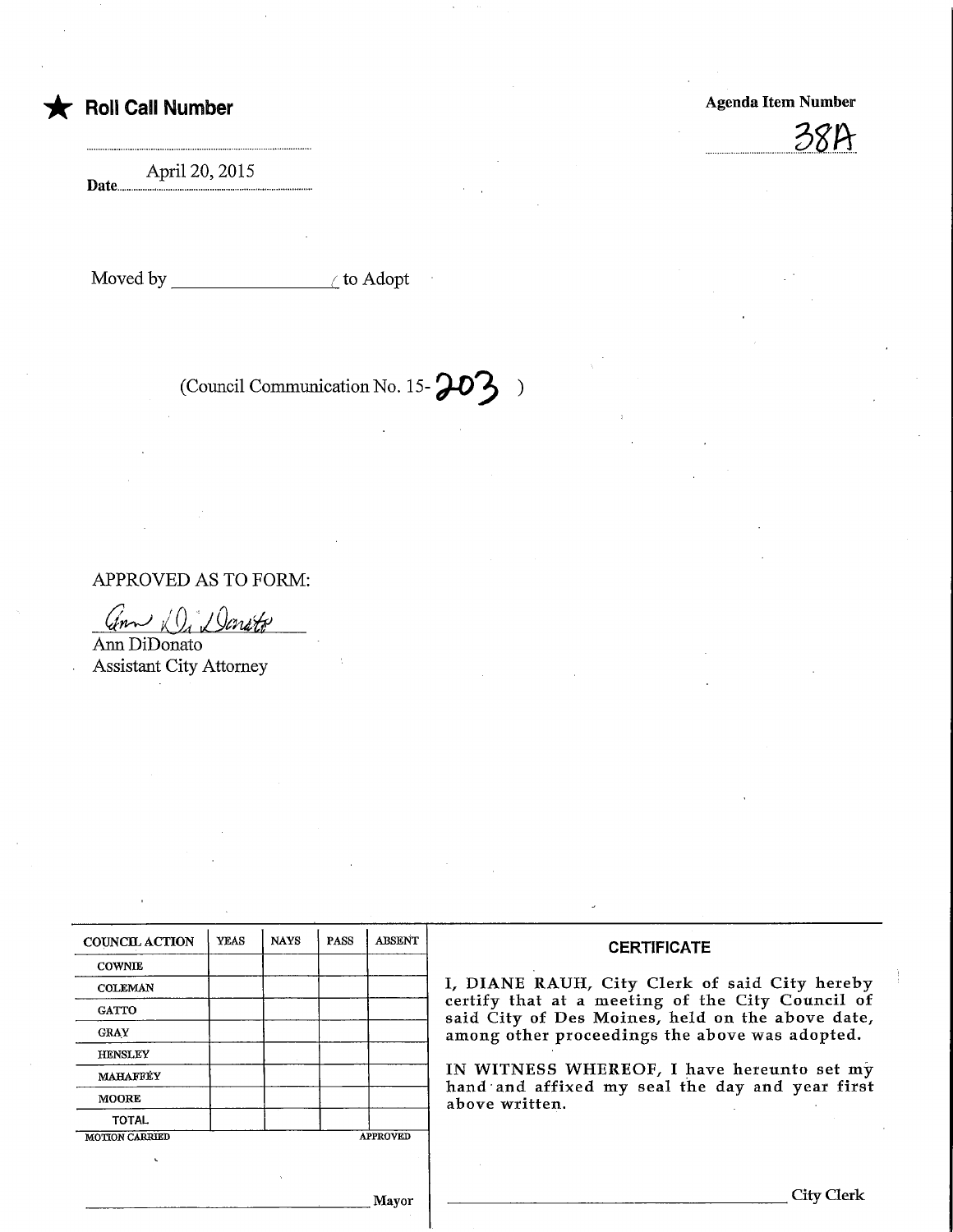★ **Roll Call Number**

Date April 20, 2015

**Agenda Item Number**

38A

Moved by ________________ to Adopt

(Council Communication No. 15-203)

APPROVED AS TO FORM:

Ann DiDonato
Assistant City Attorney

| COUNCIL ACTION | YEAS | NAYS | PASS | ABSENT |
|---|---|---|---|---|
| COWNIE | | | | |
| COLEMAN | | | | |
| GATTO | | | | |
| GRAY | | | | |
| HENSLEY | | | | |
| MAHAFFEY | | | | |
| MOORE | | | | |
| TOTAL | | | | |
| MOTION CARRIED | | | | APPROVED |

________________ Mayor

**CERTIFICATE**

I, DIANE RAUH, City Clerk of said City hereby certify that at a meeting of the City Council of said City of Des Moines, held on the above date, among other proceedings the above was adopted.

IN WITNESS WHEREOF, I have hereunto set my hand and affixed my seal the day and year first above written.

________________ City Clerk